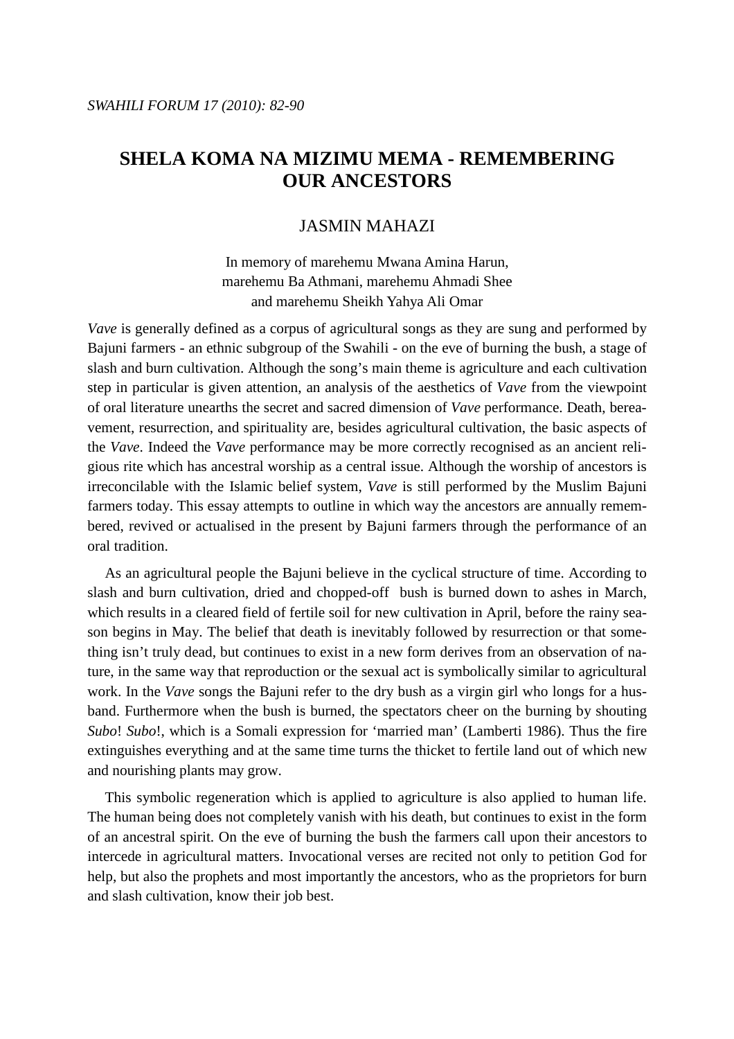# SHELA KOMA NA MIZIMU MEMA - REMEMBERING OUR ANCESTORS

JASMIN MAHAZI

In memory of marehemu Mwana Amina Harun,
marehemu Ba Athmani, marehemu Ahmadi Shee
and marehemu Sheikh Yahya Ali Omar

*Vave* is generally defined as a corpus of agricultural songs as they are sung and performed by Bajuni farmers - an ethnic subgroup of the Swahili - on the eve of burning the bush, a stage of slash and burn cultivation. Although the song's main theme is agriculture and each cultivation step in particular is given attention, an analysis of the aesthetics of *Vave* from the viewpoint of oral literature unearths the secret and sacred dimension of *Vave* performance. Death, bereavement, resurrection, and spirituality are, besides agricultural cultivation, the basic aspects of the *Vave*. Indeed the *Vave* performance may be more correctly recognised as an ancient religious rite which has ancestral worship as a central issue. Although the worship of ancestors is irreconcilable with the Islamic belief system, *Vave* is still performed by the Muslim Bajuni farmers today. This essay attempts to outline in which way the ancestors are annually remembered, revived or actualised in the present by Bajuni farmers through the performance of an oral tradition.

As an agricultural people the Bajuni believe in the cyclical structure of time. According to slash and burn cultivation, dried and chopped-off bush is burned down to ashes in March, which results in a cleared field of fertile soil for new cultivation in April, before the rainy season begins in May. The belief that death is inevitably followed by resurrection or that something isn't truly dead, but continues to exist in a new form derives from an observation of nature, in the same way that reproduction or the sexual act is symbolically similar to agricultural work. In the *Vave* songs the Bajuni refer to the dry bush as a virgin girl who longs for a husband. Furthermore when the bush is burned, the spectators cheer on the burning by shouting *Subo*! *Subo*!, which is a Somali expression for 'married man' (Lamberti 1986). Thus the fire extinguishes everything and at the same time turns the thicket to fertile land out of which new and nourishing plants may grow.

This symbolic regeneration which is applied to agriculture is also applied to human life. The human being does not completely vanish with his death, but continues to exist in the form of an ancestral spirit. On the eve of burning the bush the farmers call upon their ancestors to intercede in agricultural matters. Invocational verses are recited not only to petition God for help, but also the prophets and most importantly the ancestors, who as the proprietors for burn and slash cultivation, know their job best.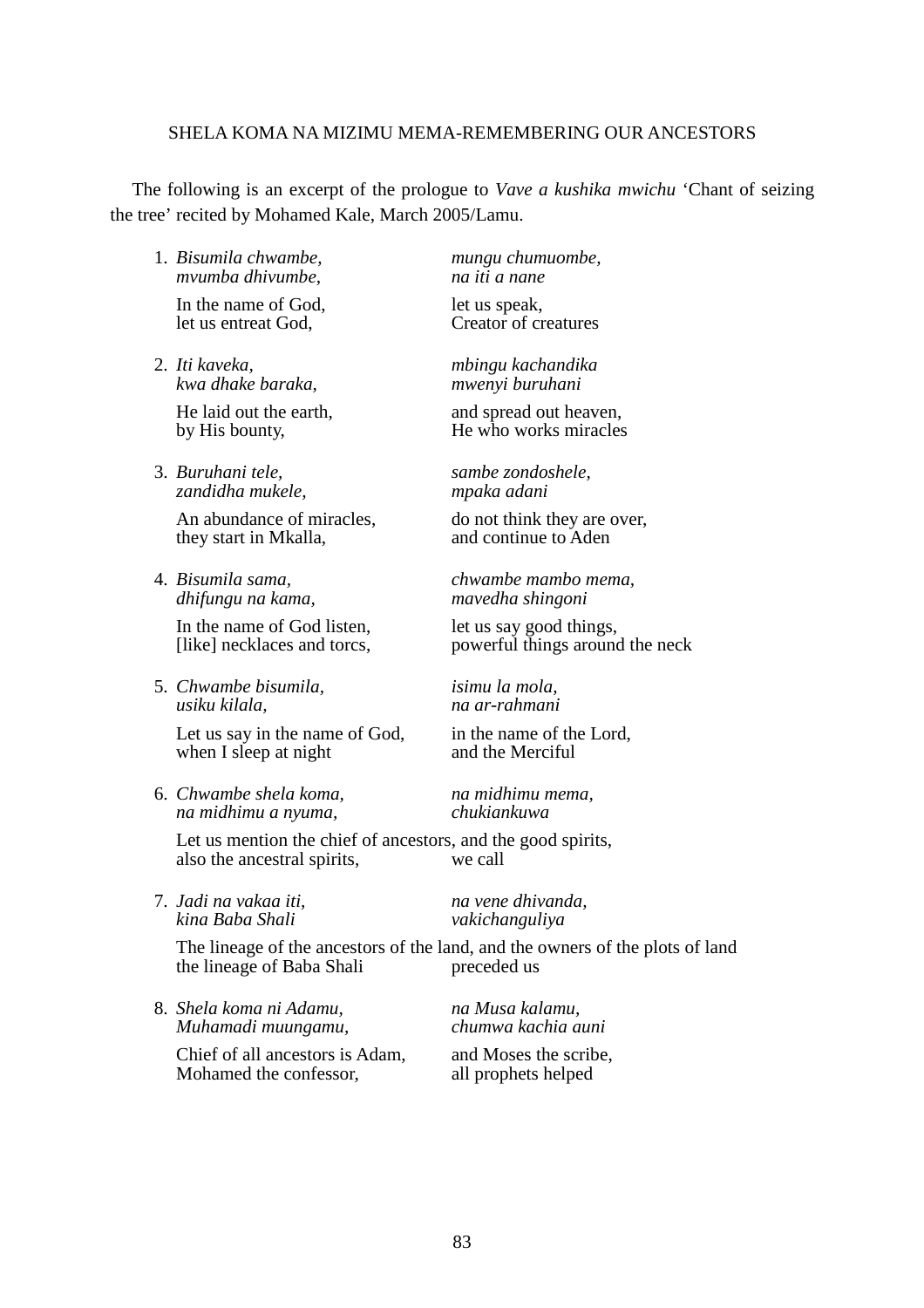SHELA KOMA NA MIZIMU MEMA-REMEMBERING OUR ANCESTORS

The following is an excerpt of the prologue to *Vave a kushika mwichu* ‘Chant of seizing the tree’ recited by Mohamed Kale, March 2005/Lamu.

1. *Bisumila chwambe,* *mungu chumuombe,*
   *mvumba dhivumbe,* *na iti a nane*

   In the name of God, let us speak,
   let us entreat God, Creator of creatures

2. *Iti kaveka,* *mbingu kachandika*
   *kwa dhake baraka,* *mwenyi buruhani*

   He laid out the earth, and spread out heaven,
   by His bounty, He who works miracles

3. *Buruhani tele,* *sambe zondoshele,*
   *zandidha mukele,* *mpaka adani*

   An abundance of miracles, do not think they are over,
   they start in Mkalla, and continue to Aden

4. *Bisumila sama,* *chwambe mambo mema,*
   *dhifungu na kama,* *mavedha shingoni*

   In the name of God listen, let us say good things,
   [like] necklaces and torcs, powerful things around the neck

5. *Chwambe bisumila,* *isimu la mola,*
   *usiku kilala,* *na ar-rahmani*

   Let us say in the name of God, in the name of the Lord,
   when I sleep at night and the Merciful

6. *Chwambe shela koma,* *na midhimu mema,*
   *na midhimu a nyuma,* *chukiankuwa*

   Let us mention the chief of ancestors, and the good spirits,
   also the ancestral spirits, we call

7. *Jadi na vakaa iti,* *na vene dhivanda,*
   *kina Baba Shali* *vakichanguliya*

   The lineage of the ancestors of the land, and the owners of the plots of land
   the lineage of Baba Shali preceded us

8. *Shela koma ni Adamu,* *na Musa kalamu,*
   *Muhamadi muungamu,* *chumwa kachia auni*

   Chief of all ancestors is Adam, and Moses the scribe,
   Mohamed the confessor, all prophets helped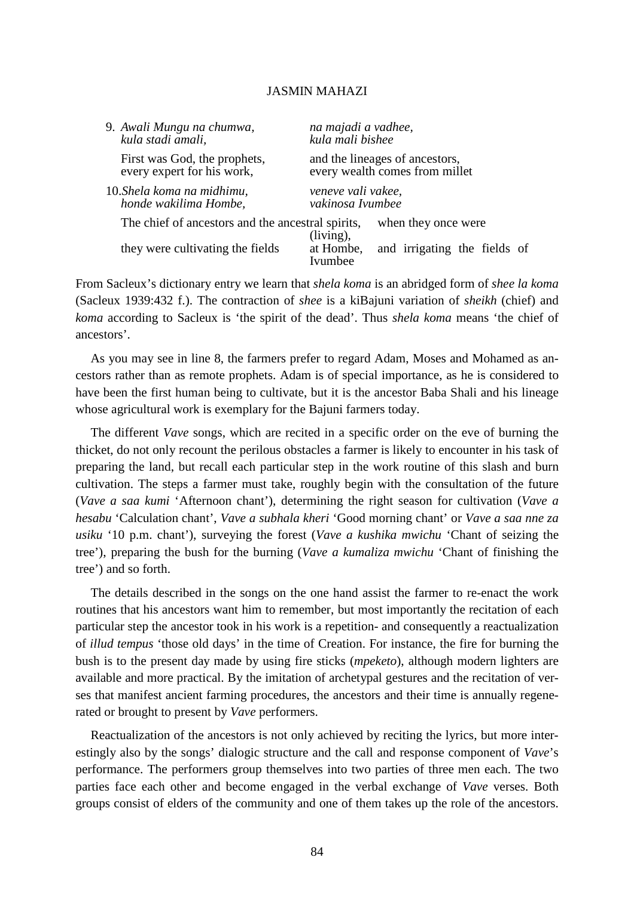9. *Awali Mungu na chumwa,* *na majadi a vadhee,*
   *kula stadi amali,* *kula mali bishee*

   First was God, the prophets, and the lineages of ancestors,
   every expert for his work, every wealth comes from millet

10. *Shela koma na midhimu,* *veneve vali vakee,*
    *honde wakilima Hombe,* *vakinosa Ivumbee*

    The chief of ancestors and the ancestral spirits, when they once were (living),
    they were cultivating the fields at Hombe, and irrigating the fields of Ivumbee

From Sacleux's dictionary entry we learn that *shela koma* is an abridged form of *shee la koma* (Sacleux 1939:432 f.). The contraction of *shee* is a kiBajuni variation of *sheikh* (chief) and *koma* according to Sacleux is 'the spirit of the dead'. Thus *shela koma* means 'the chief of ancestors'.

As you may see in line 8, the farmers prefer to regard Adam, Moses and Mohamed as ancestors rather than as remote prophets. Adam is of special importance, as he is considered to have been the first human being to cultivate, but it is the ancestor Baba Shali and his lineage whose agricultural work is exemplary for the Bajuni farmers today.

The different *Vave* songs, which are recited in a specific order on the eve of burning the thicket, do not only recount the perilous obstacles a farmer is likely to encounter in his task of preparing the land, but recall each particular step in the work routine of this slash and burn cultivation. The steps a farmer must take, roughly begin with the consultation of the future (*Vave a saa kumi* 'Afternoon chant'), determining the right season for cultivation (*Vave a hesabu* 'Calculation chant', *Vave a subhala kheri* 'Good morning chant' or *Vave a saa nne za usiku* '10 p.m. chant'), surveying the forest (*Vave a kushika mwichu* 'Chant of seizing the tree'), preparing the bush for the burning (*Vave a kumaliza mwichu* 'Chant of finishing the tree') and so forth.

The details described in the songs on the one hand assist the farmer to re-enact the work routines that his ancestors want him to remember, but most importantly the recitation of each particular step the ancestor took in his work is a repetition- and consequently a reactualization of *illud tempus* 'those old days' in the time of Creation. For instance, the fire for burning the bush is to the present day made by using fire sticks (*mpeketo*), although modern lighters are available and more practical. By the imitation of archetypal gestures and the recitation of verses that manifest ancient farming procedures, the ancestors and their time is annually regenerated or brought to present by *Vave* performers.

Reactualization of the ancestors is not only achieved by reciting the lyrics, but more interestingly also by the songs' dialogic structure and the call and response component of *Vave*'s performance. The performers group themselves into two parties of three men each. The two parties face each other and become engaged in the verbal exchange of *Vave* verses. Both groups consist of elders of the community and one of them takes up the role of the ancestors.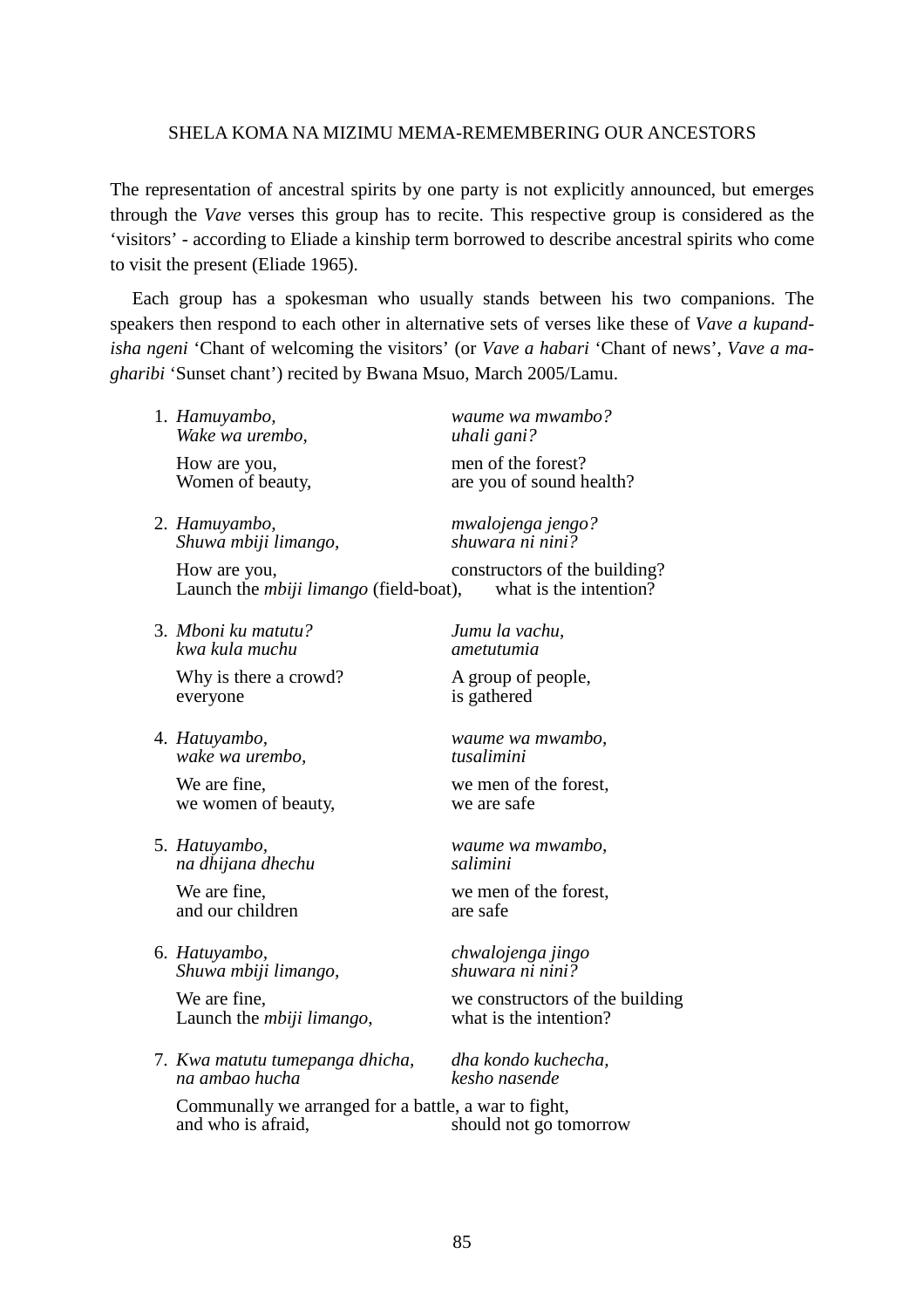SHELA KOMA NA MIZIMU MEMA-REMEMBERING OUR ANCESTORS

The representation of ancestral spirits by one party is not explicitly announced, but emerges through the *Vave* verses this group has to recite. This respective group is considered as the 'visitors' - according to Eliade a kinship term borrowed to describe ancestral spirits who come to visit the present (Eliade 1965).

Each group has a spokesman who usually stands between his two companions. The speakers then respond to each other in alternative sets of verses like these of *Vave a kupandisha ngeni* 'Chant of welcoming the visitors' (or *Vave a habari* 'Chant of news', *Vave a magharibi* 'Sunset chant') recited by Bwana Msuo, March 2005/Lamu.

1. *Hamuyambo,* *waume wa mwambo?*
   *Wake wa urembo,* *uhali gani?*

   How are you, men of the forest?
   Women of beauty, are you of sound health?

2. *Hamuyambo,* *mwalojenga jengo?*
   *Shuwa mbiji limango,* *shuwara ni nini?*

   How are you, constructors of the building?
   Launch the *mbiji limango* (field-boat), what is the intention?

3. *Mboni ku matutu?* *Jumu la vachu,*
   *kwa kula muchu* *ametutumia*

   Why is there a crowd? A group of people,
   everyone is gathered

4. *Hatuyambo,* *waume wa mwambo,*
   *wake wa urembo,* *tusalimini*

   We are fine, we men of the forest,
   we women of beauty, we are safe

5. *Hatuyambo,* *waume wa mwambo,*
   *na dhijana dhechu* *salimini*

   We are fine, we men of the forest,
   and our children are safe

6. *Hatuyambo,* *chwalojenga jingo*
   *Shuwa mbiji limango,* *shuwara ni nini?*

   We are fine, we constructors of the building
   Launch the *mbiji limango,* what is the intention?

7. *Kwa matutu tumepanga dhicha,* *dha kondo kuchecha,*
   *na ambao hucha* *kesho nasende*

   Communally we arranged for a battle, a war to fight,
   and who is afraid, should not go tomorrow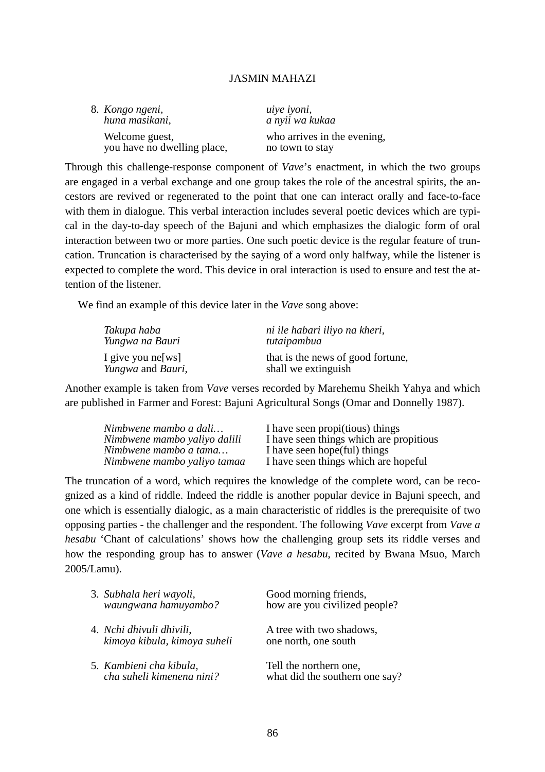8. *Kongo ngeni, uiye iyoni,*
   *huna masikani, a nyii wa kukaa*

   Welcome guest, who arrives in the evening,
   you have no dwelling place, no town to stay

Through this challenge-response component of *Vave*'s enactment, in which the two groups are engaged in a verbal exchange and one group takes the role of the ancestral spirits, the ancestors are revived or regenerated to the point that one can interact orally and face-to-face with them in dialogue. This verbal interaction includes several poetic devices which are typical in the day-to-day speech of the Bajuni and which emphasizes the dialogic form of oral interaction between two or more parties. One such poetic device is the regular feature of truncation. Truncation is characterised by the saying of a word only halfway, while the listener is expected to complete the word. This device in oral interaction is used to ensure and test the attention of the listener.

We find an example of this device later in the *Vave* song above:

*Takupa haba ni ile habari iliyo na kheri,*
*Yungwa na Bauri tutaipambua*

I give you ne[ws] that is the news of good fortune,
*Yungwa* and *Bauri*, shall we extinguish

Another example is taken from *Vave* verses recorded by Marehemu Sheikh Yahya and which are published in Farmer and Forest: Bajuni Agricultural Songs (Omar and Donnelly 1987).

| | |
|---|---|
| *Nimbwene mambo a dali…* | I have seen propi(tious) things |
| *Nimbwene mambo yaliyo dalili* | I have seen things which are propitious |
| *Nimbwene mambo a tama…* | I have seen hope(ful) things |
| *Nimbwene mambo yaliyo tamaa* | I have seen things which are hopeful |

The truncation of a word, which requires the knowledge of the complete word, can be recognized as a kind of riddle. Indeed the riddle is another popular device in Bajuni speech, and one which is essentially dialogic, as a main characteristic of riddles is the prerequisite of two opposing parties - the challenger and the respondent. The following *Vave* excerpt from *Vave a hesabu* 'Chant of calculations' shows how the challenging group sets its riddle verses and how the responding group has to answer (*Vave a hesabu*, recited by Bwana Msuo, March 2005/Lamu).

3. *Subhala heri wayoli,* Good morning friends,
   *waungwana hamuyambo?* how are you civilized people?

4. *Nchi dhivuli dhivili,* A tree with two shadows,
   *kimoya kibula, kimoya suheli* one north, one south

5. *Kambieni cha kibula,* Tell the northern one,
   *cha suheli kimenena nini?* what did the southern one say?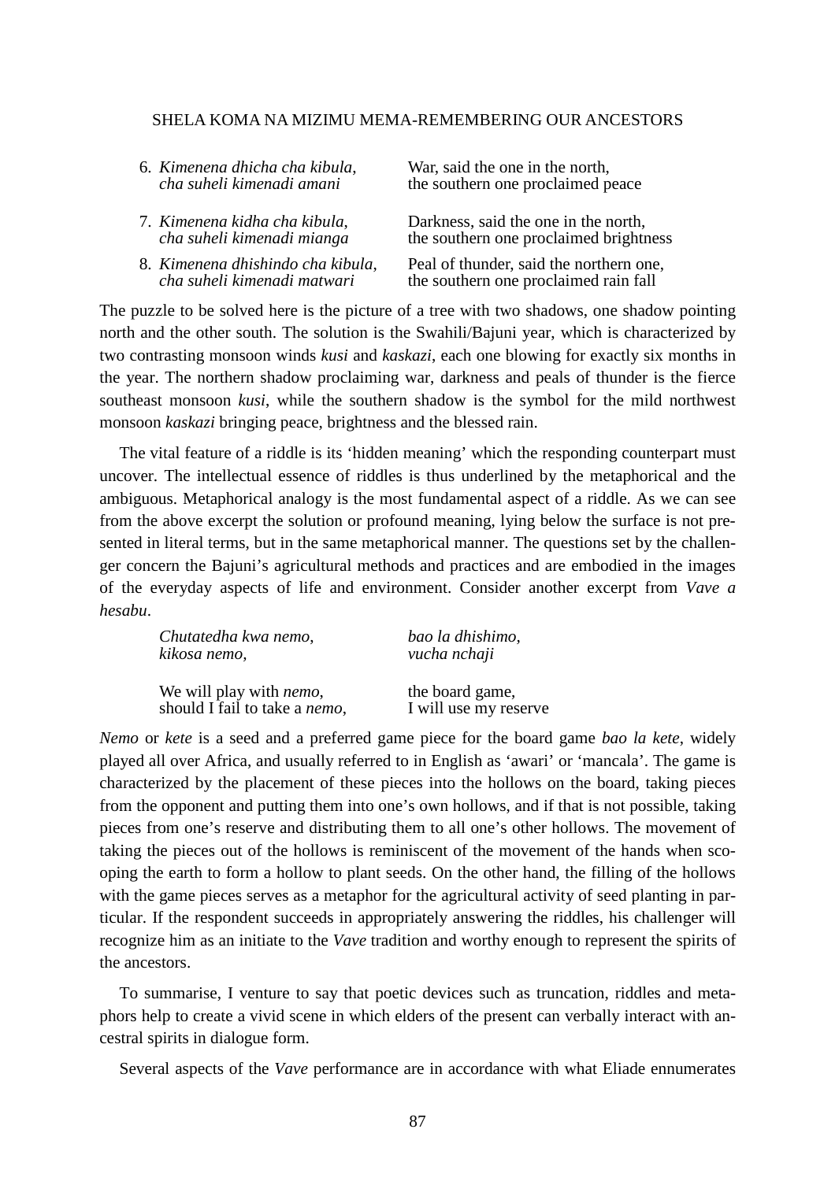| | |
|---|---|
| 6. *Kimenena dhicha cha kibula,* *cha suheli kimenadi amani* | War, said the one in the north, the southern one proclaimed peace |
| 7. *Kimenena kidha cha kibula,* *cha suheli kimenadi mianga* | Darkness, said the one in the north, the southern one proclaimed brightness |
| 8. *Kimenena dhishindo cha kibula,* *cha suheli kimenadi matwari* | Peal of thunder, said the northern one, the southern one proclaimed rain fall |

The puzzle to be solved here is the picture of a tree with two shadows, one shadow pointing north and the other south. The solution is the Swahili/Bajuni year, which is characterized by two contrasting monsoon winds *kusi* and *kaskazi*, each one blowing for exactly six months in the year. The northern shadow proclaiming war, darkness and peals of thunder is the fierce southeast monsoon *kusi*, while the southern shadow is the symbol for the mild northwest monsoon *kaskazi* bringing peace, brightness and the blessed rain.

The vital feature of a riddle is its 'hidden meaning' which the responding counterpart must uncover. The intellectual essence of riddles is thus underlined by the metaphorical and the ambiguous. Metaphorical analogy is the most fundamental aspect of a riddle. As we can see from the above excerpt the solution or profound meaning, lying below the surface is not presented in literal terms, but in the same metaphorical manner. The questions set by the challenger concern the Bajuni's agricultural methods and practices and are embodied in the images of the everyday aspects of life and environment. Consider another excerpt from *Vave a hesabu*.

| | |
|---|---|
| *Chutatedha kwa nemo,* *kikosa nemo,* | *bao la dhishimo,* *vucha nchaji* |
| We will play with *nemo*, should I fail to take a *nemo*, | the board game, I will use my reserve |

*Nemo* or *kete* is a seed and a preferred game piece for the board game *bao la kete*, widely played all over Africa, and usually referred to in English as 'awari' or 'mancala'. The game is characterized by the placement of these pieces into the hollows on the board, taking pieces from the opponent and putting them into one's own hollows, and if that is not possible, taking pieces from one's reserve and distributing them to all one's other hollows. The movement of taking the pieces out of the hollows is reminiscent of the movement of the hands when scooping the earth to form a hollow to plant seeds. On the other hand, the filling of the hollows with the game pieces serves as a metaphor for the agricultural activity of seed planting in particular. If the respondent succeeds in appropriately answering the riddles, his challenger will recognize him as an initiate to the *Vave* tradition and worthy enough to represent the spirits of the ancestors.

To summarise, I venture to say that poetic devices such as truncation, riddles and metaphors help to create a vivid scene in which elders of the present can verbally interact with ancestral spirits in dialogue form.

Several aspects of the *Vave* performance are in accordance with what Eliade ennumerates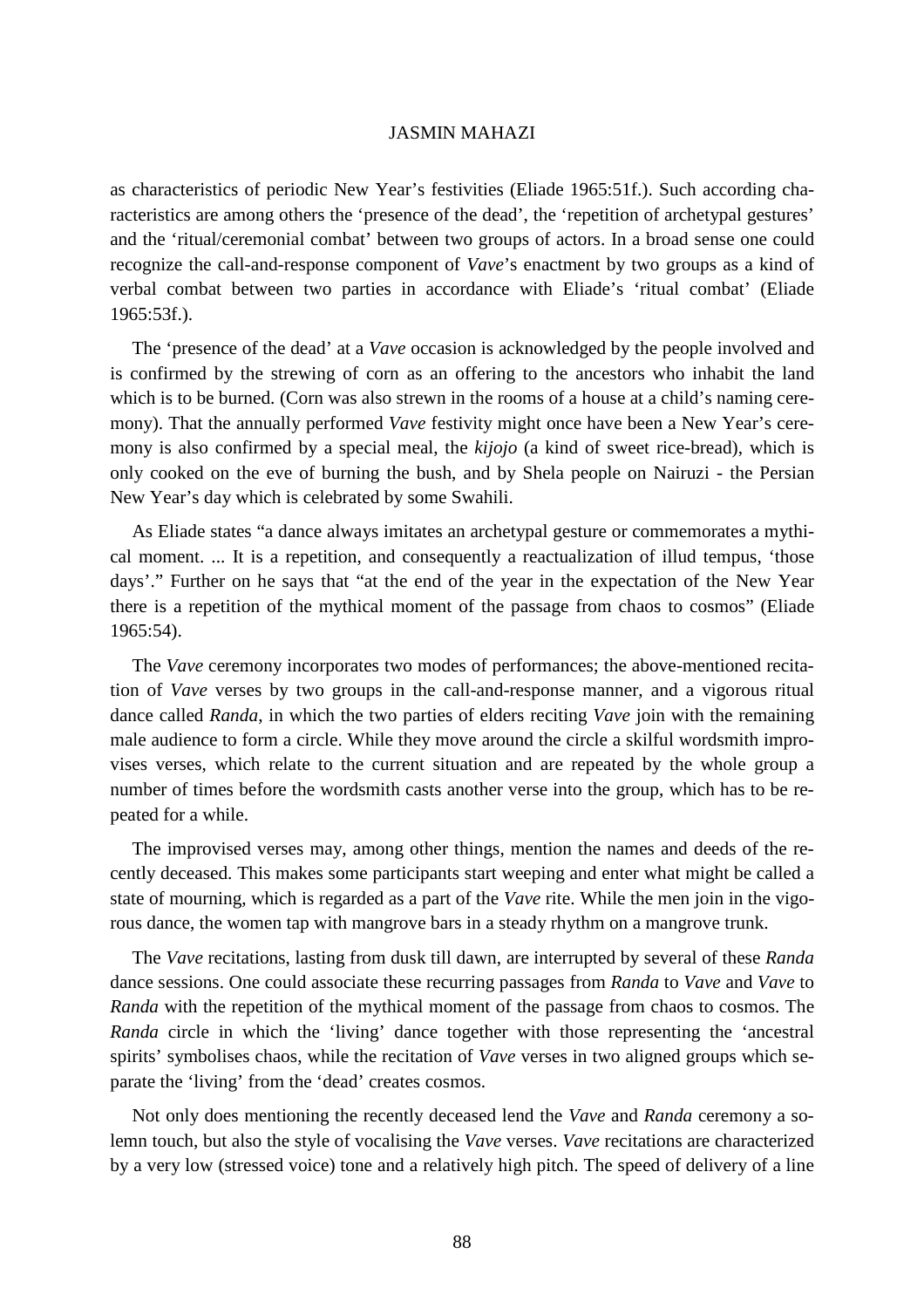as characteristics of periodic New Year's festivities (Eliade 1965:51f.). Such according characteristics are among others the 'presence of the dead', the 'repetition of archetypal gestures' and the 'ritual/ceremonial combat' between two groups of actors. In a broad sense one could recognize the call-and-response component of *Vave*'s enactment by two groups as a kind of verbal combat between two parties in accordance with Eliade's 'ritual combat' (Eliade 1965:53f.).

The 'presence of the dead' at a *Vave* occasion is acknowledged by the people involved and is confirmed by the strewing of corn as an offering to the ancestors who inhabit the land which is to be burned. (Corn was also strewn in the rooms of a house at a child's naming ceremony). That the annually performed *Vave* festivity might once have been a New Year's ceremony is also confirmed by a special meal, the *kijojo* (a kind of sweet rice-bread), which is only cooked on the eve of burning the bush, and by Shela people on Nairuzi - the Persian New Year's day which is celebrated by some Swahili.

As Eliade states "a dance always imitates an archetypal gesture or commemorates a mythical moment. ... It is a repetition, and consequently a reactualization of illud tempus, 'those days'." Further on he says that "at the end of the year in the expectation of the New Year there is a repetition of the mythical moment of the passage from chaos to cosmos" (Eliade 1965:54).

The *Vave* ceremony incorporates two modes of performances; the above-mentioned recitation of *Vave* verses by two groups in the call-and-response manner, and a vigorous ritual dance called *Randa*, in which the two parties of elders reciting *Vave* join with the remaining male audience to form a circle. While they move around the circle a skilful wordsmith improvises verses, which relate to the current situation and are repeated by the whole group a number of times before the wordsmith casts another verse into the group, which has to be repeated for a while.

The improvised verses may, among other things, mention the names and deeds of the recently deceased. This makes some participants start weeping and enter what might be called a state of mourning, which is regarded as a part of the *Vave* rite. While the men join in the vigorous dance, the women tap with mangrove bars in a steady rhythm on a mangrove trunk.

The *Vave* recitations, lasting from dusk till dawn, are interrupted by several of these *Randa* dance sessions. One could associate these recurring passages from *Randa* to *Vave* and *Vave* to *Randa* with the repetition of the mythical moment of the passage from chaos to cosmos. The *Randa* circle in which the 'living' dance together with those representing the 'ancestral spirits' symbolises chaos, while the recitation of *Vave* verses in two aligned groups which separate the 'living' from the 'dead' creates cosmos.

Not only does mentioning the recently deceased lend the *Vave* and *Randa* ceremony a solemn touch, but also the style of vocalising the *Vave* verses. *Vave* recitations are characterized by a very low (stressed voice) tone and a relatively high pitch. The speed of delivery of a line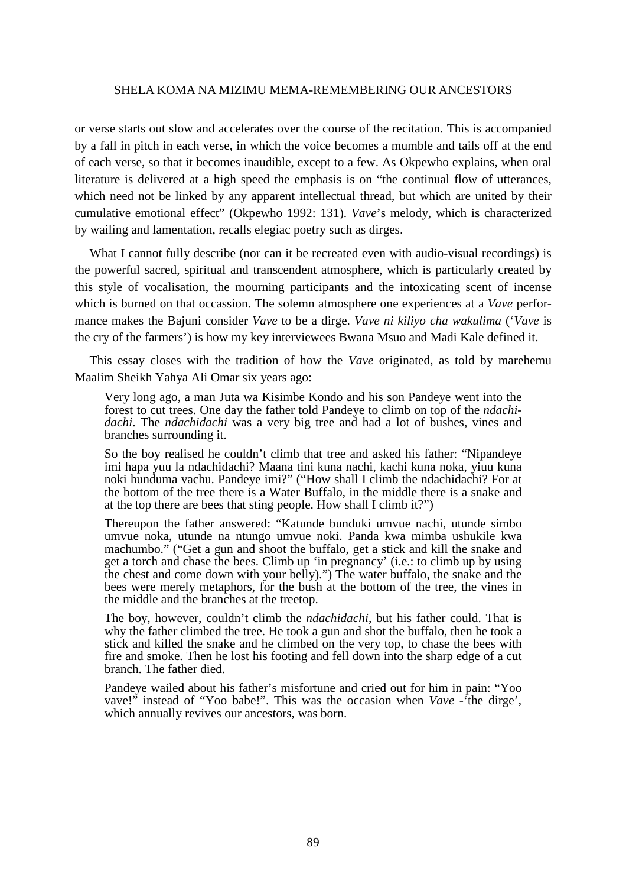or verse starts out slow and accelerates over the course of the recitation. This is accompanied by a fall in pitch in each verse, in which the voice becomes a mumble and tails off at the end of each verse, so that it becomes inaudible, except to a few. As Okpewho explains, when oral literature is delivered at a high speed the emphasis is on "the continual flow of utterances, which need not be linked by any apparent intellectual thread, but which are united by their cumulative emotional effect" (Okpewho 1992: 131). *Vave*'s melody, which is characterized by wailing and lamentation, recalls elegiac poetry such as dirges.

What I cannot fully describe (nor can it be recreated even with audio-visual recordings) is the powerful sacred, spiritual and transcendent atmosphere, which is particularly created by this style of vocalisation, the mourning participants and the intoxicating scent of incense which is burned on that occassion. The solemn atmosphere one experiences at a *Vave* performance makes the Bajuni consider *Vave* to be a dirge. *Vave ni kiliyo cha wakulima* ('*Vave* is the cry of the farmers') is how my key interviewees Bwana Msuo and Madi Kale defined it.

This essay closes with the tradition of how the *Vave* originated, as told by marehemu Maalim Sheikh Yahya Ali Omar six years ago:

> Very long ago, a man Juta wa Kisimbe Kondo and his son Pandeye went into the forest to cut trees. One day the father told Pandeye to climb on top of the *ndachidachi*. The *ndachidachi* was a very big tree and had a lot of bushes, vines and branches surrounding it.
>
> So the boy realised he couldn't climb that tree and asked his father: "Nipandeye imi hapa yuu la ndachidachi? Maana tini kuna nachi, kachi kuna noka, yiuu kuna noki hunduma vachu. Pandeye imi?" ("How shall I climb the ndachidachi? For at the bottom of the tree there is a Water Buffalo, in the middle there is a snake and at the top there are bees that sting people. How shall I climb it?")
>
> Thereupon the father answered: "Katunde bunduki umvue nachi, utunde simbo umvue noka, utunde na ntungo umvue noki. Panda kwa mimba ushukile kwa machumbo." ("Get a gun and shoot the buffalo, get a stick and kill the snake and get a torch and chase the bees. Climb up 'in pregnancy' (i.e.: to climb up by using the chest and come down with your belly).") The water buffalo, the snake and the bees were merely metaphors, for the bush at the bottom of the tree, the vines in the middle and the branches at the treetop.
>
> The boy, however, couldn't climb the *ndachidachi*, but his father could. That is why the father climbed the tree. He took a gun and shot the buffalo, then he took a stick and killed the snake and he climbed on the very top, to chase the bees with fire and smoke. Then he lost his footing and fell down into the sharp edge of a cut branch. The father died.
>
> Pandeye wailed about his father's misfortune and cried out for him in pain: "Yoo vave!" instead of "Yoo babe!". This was the occasion when *Vave* -'the dirge', which annually revives our ancestors, was born.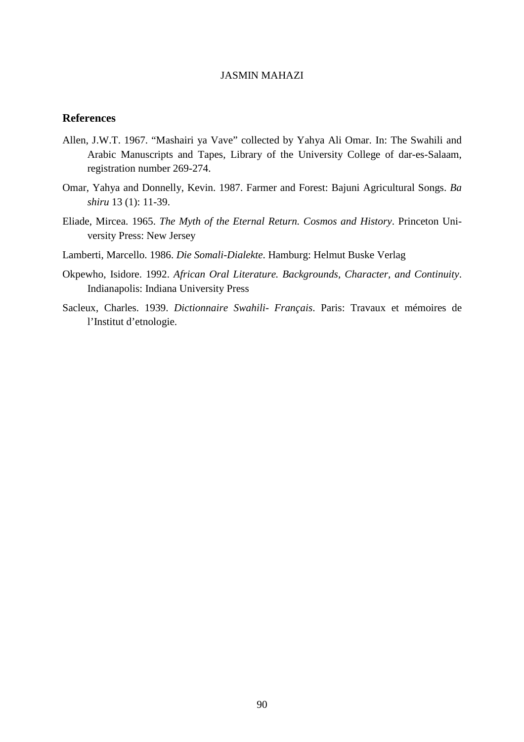## References

Allen, J.W.T. 1967. “Mashairi ya Vave” collected by Yahya Ali Omar. In: The Swahili and Arabic Manuscripts and Tapes, Library of the University College of dar-es-Salaam, registration number 269-274.

Omar, Yahya and Donnelly, Kevin. 1987. Farmer and Forest: Bajuni Agricultural Songs. *Ba shiru* 13 (1): 11-39.

Eliade, Mircea. 1965. *The Myth of the Eternal Return. Cosmos and History*. Princeton University Press: New Jersey

Lamberti, Marcello. 1986. *Die Somali-Dialekte*. Hamburg: Helmut Buske Verlag

Okpewho, Isidore. 1992. *African Oral Literature. Backgrounds, Character, and Continuity*. Indianapolis: Indiana University Press

Sacleux, Charles. 1939. *Dictionnaire Swahili- Français*. Paris: Travaux et mémoires de l’Institut d’etnologie.